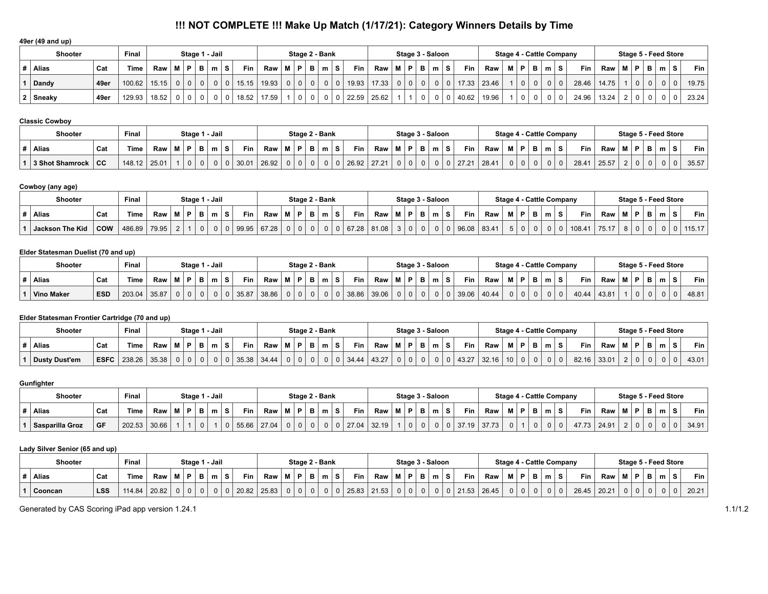# !!! NOT COMPLETE !!! Make Up Match (1/17/21): Category Winners Details by Time

**49er (49 and up)**

| Shooter | | | Final | Stage 1 - Jail | | | | | | | Stage 2 - Bank | | | | | | | Stage 3 - Saloon | | | | | | | Stage 4 - Cattle Company | | | | | | | Stage 5 - Feed Store | | | | | | |
|---|---|---|---|---|---|---|---|---|---|---|---|---|---|---|---|---|---|---|---|---|---|---|---|---|---|---|---|---|---|---|---|---|---|---|---|---|---|---|
| # | Alias | Cat | Time | Raw | M | P | B | m | S | Fin | Raw | M | P | B | m | S | Fin | Raw | M | P | B | m | S | Fin | Raw | M | P | B | m | S | Fin | Raw | M | P | B | m | S | Fin |
| 1 | Dandy | 49er | 100.62 | 15.15 | 0 | 0 | 0 | 0 | 0 | 15.15 | 19.93 | 0 | 0 | 0 | 0 | 0 | 19.93 | 17.33 | 0 | 0 | 0 | 0 | 0 | 17.33 | 23.46 | 1 | 0 | 0 | 0 | 0 | 28.46 | 14.75 | 1 | 0 | 0 | 0 | 0 | 19.75 |
| 2 | Sneaky | 49er | 129.93 | 18.52 | 0 | 0 | 0 | 0 | 0 | 18.52 | 17.59 | 1 | 0 | 0 | 0 | 0 | 22.59 | 25.62 | 1 | 1 | 0 | 0 | 0 | 40.62 | 19.96 | 1 | 0 | 0 | 0 | 0 | 24.96 | 13.24 | 2 | 0 | 0 | 0 | 0 | 23.24 |

**Classic Cowboy**

| Shooter | | | Final | Stage 1 - Jail | | | | | | | Stage 2 - Bank | | | | | | | Stage 3 - Saloon | | | | | | | Stage 4 - Cattle Company | | | | | | | Stage 5 - Feed Store | | | | | | |
|---|---|---|---|---|---|---|---|---|---|---|---|---|---|---|---|---|---|---|---|---|---|---|---|---|---|---|---|---|---|---|---|---|---|---|---|---|---|---|
| # | Alias | Cat | Time | Raw | M | P | B | m | S | Fin | Raw | M | P | B | m | S | Fin | Raw | M | P | B | m | S | Fin | Raw | M | P | B | m | S | Fin | Raw | M | P | B | m | S | Fin |
| 1 | 3 Shot Shamrock | CC | 148.12 | 25.01 | 1 | 0 | 0 | 0 | 0 | 30.01 | 26.92 | 0 | 0 | 0 | 0 | 0 | 26.92 | 27.21 | 0 | 0 | 0 | 0 | 0 | 27.21 | 28.41 | 0 | 0 | 0 | 0 | 0 | 28.41 | 25.57 | 2 | 0 | 0 | 0 | 0 | 35.57 |

**Cowboy (any age)**

| Shooter | | | Final | Stage 1 - Jail | | | | | | | Stage 2 - Bank | | | | | | | Stage 3 - Saloon | | | | | | | Stage 4 - Cattle Company | | | | | | | Stage 5 - Feed Store | | | | | | |
|---|---|---|---|---|---|---|---|---|---|---|---|---|---|---|---|---|---|---|---|---|---|---|---|---|---|---|---|---|---|---|---|---|---|---|---|---|---|---|
| # | Alias | Cat | Time | Raw | M | P | B | m | S | Fin | Raw | M | P | B | m | S | Fin | Raw | M | P | B | m | S | Fin | Raw | M | P | B | m | S | Fin | Raw | M | P | B | m | S | Fin |
| 1 | Jackson The Kid | COW | 486.89 | 79.95 | 2 | 1 | 0 | 0 | 0 | 99.95 | 67.28 | 0 | 0 | 0 | 0 | 0 | 67.28 | 81.08 | 3 | 0 | 0 | 0 | 0 | 96.08 | 83.41 | 5 | 0 | 0 | 0 | 0 | 108.41 | 75.17 | 8 | 0 | 0 | 0 | 0 | 115.17 |

**Elder Statesman Duelist (70 and up)**

| Shooter | | | Final | Stage 1 - Jail | | | | | | | Stage 2 - Bank | | | | | | | Stage 3 - Saloon | | | | | | | Stage 4 - Cattle Company | | | | | | | Stage 5 - Feed Store | | | | | | |
|---|---|---|---|---|---|---|---|---|---|---|---|---|---|---|---|---|---|---|---|---|---|---|---|---|---|---|---|---|---|---|---|---|---|---|---|---|---|---|
| # | Alias | Cat | Time | Raw | M | P | B | m | S | Fin | Raw | M | P | B | m | S | Fin | Raw | M | P | B | m | S | Fin | Raw | M | P | B | m | S | Fin | Raw | M | P | B | m | S | Fin |
| 1 | Vino Maker | ESD | 203.04 | 35.87 | 0 | 0 | 0 | 0 | 0 | 35.87 | 38.86 | 0 | 0 | 0 | 0 | 0 | 38.86 | 39.06 | 0 | 0 | 0 | 0 | 0 | 39.06 | 40.44 | 0 | 0 | 0 | 0 | 0 | 40.44 | 43.81 | 1 | 0 | 0 | 0 | 0 | 48.81 |

**Elder Statesman Frontier Cartridge (70 and up)**

| Shooter | | | Final | Stage 1 - Jail | | | | | | | Stage 2 - Bank | | | | | | | Stage 3 - Saloon | | | | | | | Stage 4 - Cattle Company | | | | | | | Stage 5 - Feed Store | | | | | | |
|---|---|---|---|---|---|---|---|---|---|---|---|---|---|---|---|---|---|---|---|---|---|---|---|---|---|---|---|---|---|---|---|---|---|---|---|---|---|---|
| # | Alias | Cat | Time | Raw | M | P | B | m | S | Fin | Raw | M | P | B | m | S | Fin | Raw | M | P | B | m | S | Fin | Raw | M | P | B | m | S | Fin | Raw | M | P | B | m | S | Fin |
| 1 | Dusty Dust'em | ESFC | 238.26 | 35.38 | 0 | 0 | 0 | 0 | 0 | 35.38 | 34.44 | 0 | 0 | 0 | 0 | 0 | 34.44 | 43.27 | 0 | 0 | 0 | 0 | 0 | 43.27 | 32.16 | 10 | 0 | 0 | 0 | 0 | 82.16 | 33.01 | 2 | 0 | 0 | 0 | 0 | 43.01 |

**Gunfighter**

| Shooter | | | Final | Stage 1 - Jail | | | | | | | Stage 2 - Bank | | | | | | | Stage 3 - Saloon | | | | | | | Stage 4 - Cattle Company | | | | | | | Stage 5 - Feed Store | | | | | | |
|---|---|---|---|---|---|---|---|---|---|---|---|---|---|---|---|---|---|---|---|---|---|---|---|---|---|---|---|---|---|---|---|---|---|---|---|---|---|---|
| # | Alias | Cat | Time | Raw | M | P | B | m | S | Fin | Raw | M | P | B | m | S | Fin | Raw | M | P | B | m | S | Fin | Raw | M | P | B | m | S | Fin | Raw | M | P | B | m | S | Fin |
| 1 | Sasparilla Groz | GF | 202.53 | 30.66 | 1 | 1 | 0 | 1 | 0 | 55.66 | 27.04 | 0 | 0 | 0 | 0 | 0 | 27.04 | 32.19 | 1 | 0 | 0 | 0 | 0 | 37.19 | 37.73 | 0 | 1 | 0 | 0 | 0 | 47.73 | 24.91 | 2 | 0 | 0 | 0 | 0 | 34.91 |

**Lady Silver Senior (65 and up)**

| Shooter | | | Final | Stage 1 - Jail | | | | | | | Stage 2 - Bank | | | | | | | Stage 3 - Saloon | | | | | | | Stage 4 - Cattle Company | | | | | | | Stage 5 - Feed Store | | | | | | |
|---|---|---|---|---|---|---|---|---|---|---|---|---|---|---|---|---|---|---|---|---|---|---|---|---|---|---|---|---|---|---|---|---|---|---|---|---|---|---|
| # | Alias | Cat | Time | Raw | M | P | B | m | S | Fin | Raw | M | P | B | m | S | Fin | Raw | M | P | B | m | S | Fin | Raw | M | P | B | m | S | Fin | Raw | M | P | B | m | S | Fin |
| 1 | Cooncan | LSS | 114.84 | 20.82 | 0 | 0 | 0 | 0 | 0 | 20.82 | 25.83 | 0 | 0 | 0 | 0 | 0 | 25.83 | 21.53 | 0 | 0 | 0 | 0 | 0 | 21.53 | 26.45 | 0 | 0 | 0 | 0 | 0 | 26.45 | 20.21 | 0 | 0 | 0 | 0 | 0 | 20.21 |

Generated by CAS Scoring iPad app version 1.24.1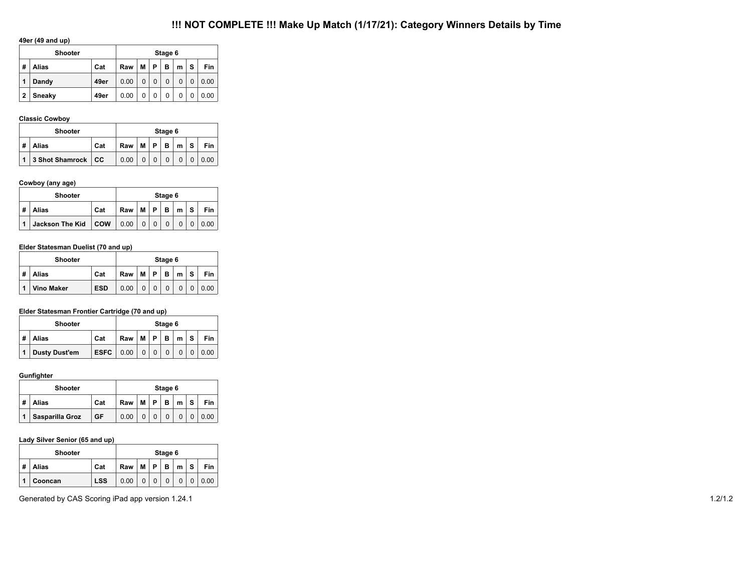# !!! NOT COMPLETE !!! Make Up Match (1/17/21): Category Winners Details by Time

**49er (49 and up)**

| Shooter | | | Stage 6 | | | | | | |
|---|---|---|---|---|---|---|---|---|---|
| # | Alias | Cat | Raw | M | P | B | m | S | Fin |
| 1 | Dandy | 49er | 0.00 | 0 | 0 | 0 | 0 | 0 | 0.00 |
| 2 | Sneaky | 49er | 0.00 | 0 | 0 | 0 | 0 | 0 | 0.00 |

**Classic Cowboy**

| Shooter | | | Stage 6 | | | | | | |
|---|---|---|---|---|---|---|---|---|---|
| # | Alias | Cat | Raw | M | P | B | m | S | Fin |
| 1 | 3 Shot Shamrock | CC | 0.00 | 0 | 0 | 0 | 0 | 0 | 0.00 |

**Cowboy (any age)**

| Shooter | | | Stage 6 | | | | | | |
|---|---|---|---|---|---|---|---|---|---|
| # | Alias | Cat | Raw | M | P | B | m | S | Fin |
| 1 | Jackson The Kid | COW | 0.00 | 0 | 0 | 0 | 0 | 0 | 0.00 |

**Elder Statesman Duelist (70 and up)**

| Shooter | | | Stage 6 | | | | | | |
|---|---|---|---|---|---|---|---|---|---|
| # | Alias | Cat | Raw | M | P | B | m | S | Fin |
| 1 | Vino Maker | ESD | 0.00 | 0 | 0 | 0 | 0 | 0 | 0.00 |

**Elder Statesman Frontier Cartridge (70 and up)**

| Shooter | | | Stage 6 | | | | | | |
|---|---|---|---|---|---|---|---|---|---|
| # | Alias | Cat | Raw | M | P | B | m | S | Fin |
| 1 | Dusty Dust'em | ESFC | 0.00 | 0 | 0 | 0 | 0 | 0 | 0.00 |

**Gunfighter**

| Shooter | | | Stage 6 | | | | | | |
|---|---|---|---|---|---|---|---|---|---|
| # | Alias | Cat | Raw | M | P | B | m | S | Fin |
| 1 | Sasparilla Groz | GF | 0.00 | 0 | 0 | 0 | 0 | 0 | 0.00 |

**Lady Silver Senior (65 and up)**

| Shooter | | | Stage 6 | | | | | | |
|---|---|---|---|---|---|---|---|---|---|
| # | Alias | Cat | Raw | M | P | B | m | S | Fin |
| 1 | Cooncan | LSS | 0.00 | 0 | 0 | 0 | 0 | 0 | 0.00 |

Generated by CAS Scoring iPad app version 1.24.1